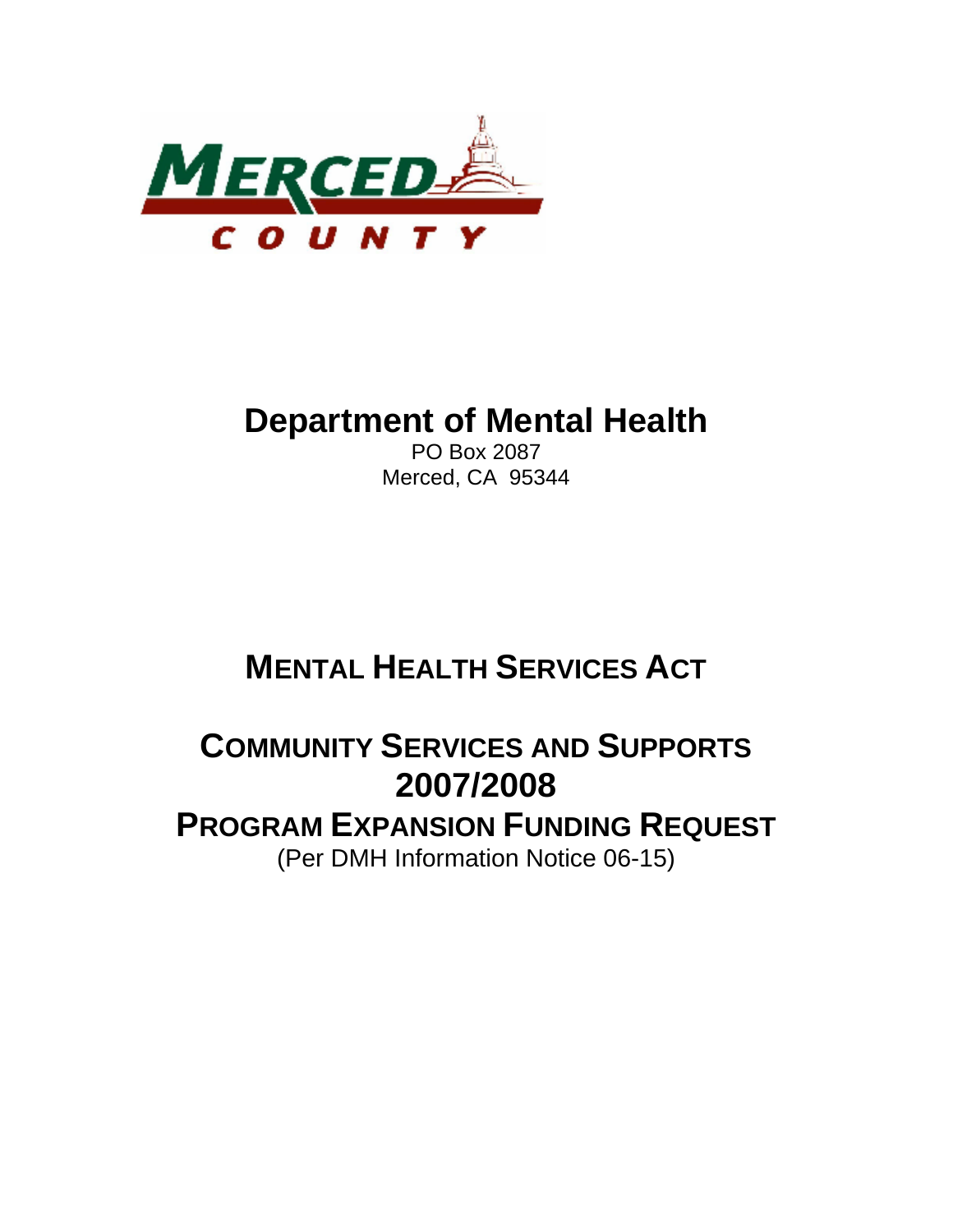MERCED COUNTY

# Department of Mental Health

PO Box 2087
Merced, CA 95344

# MENTAL HEALTH SERVICES ACT

# COMMUNITY SERVICES AND SUPPORTS 2007/2008 PROGRAM EXPANSION FUNDING REQUEST

(Per DMH Information Notice 06-15)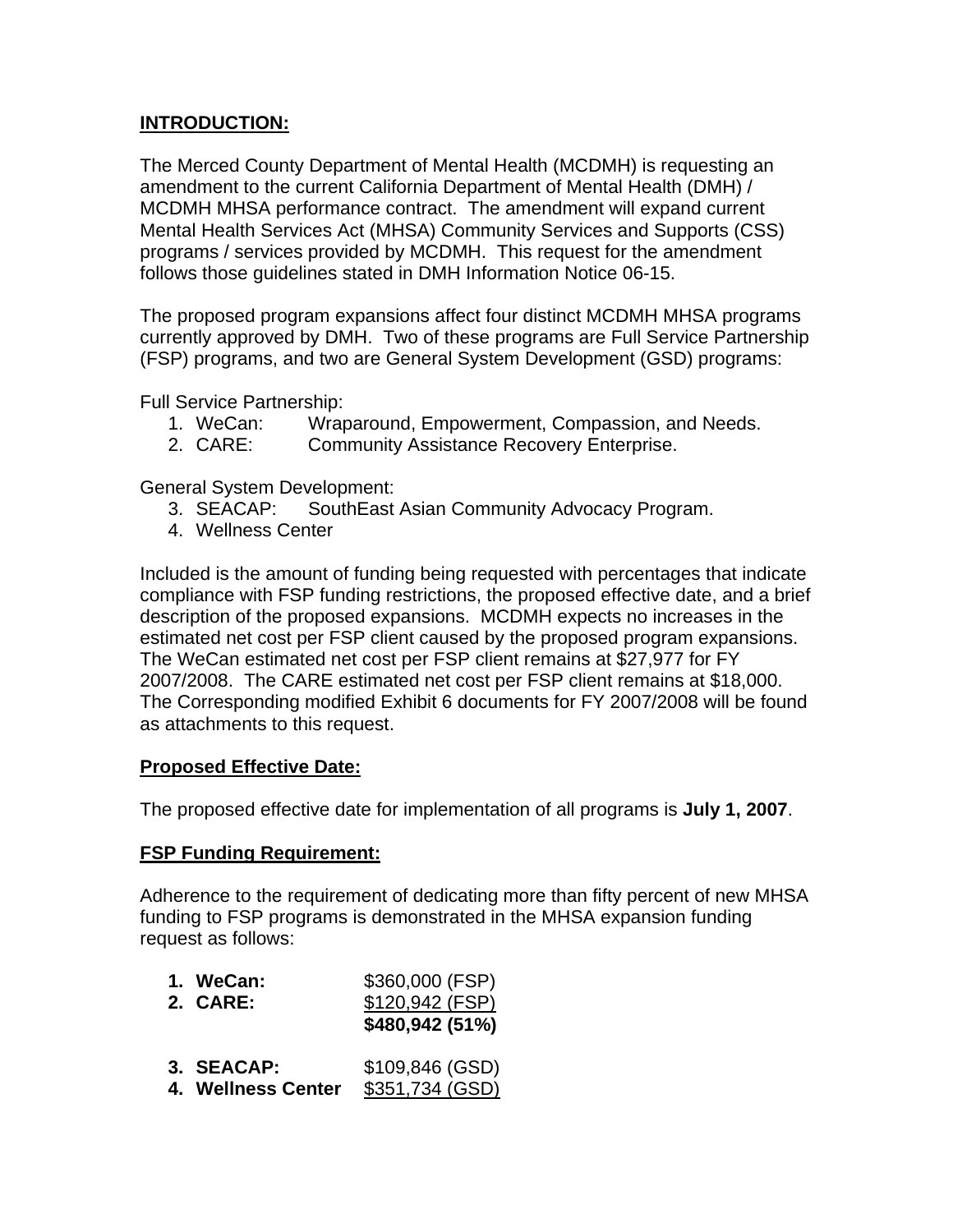**INTRODUCTION:**

The Merced County Department of Mental Health (MCDMH) is requesting an amendment to the current California Department of Mental Health (DMH) / MCDMH MHSA performance contract. The amendment will expand current Mental Health Services Act (MHSA) Community Services and Supports (CSS) programs / services provided by MCDMH. This request for the amendment follows those guidelines stated in DMH Information Notice 06-15.

The proposed program expansions affect four distinct MCDMH MHSA programs currently approved by DMH. Two of these programs are Full Service Partnership (FSP) programs, and two are General System Development (GSD) programs:

Full Service Partnership:

1. WeCan: Wraparound, Empowerment, Compassion, and Needs.
2. CARE: Community Assistance Recovery Enterprise.

General System Development:

3. SEACAP: SouthEast Asian Community Advocacy Program.
4. Wellness Center

Included is the amount of funding being requested with percentages that indicate compliance with FSP funding restrictions, the proposed effective date, and a brief description of the proposed expansions. MCDMH expects no increases in the estimated net cost per FSP client caused by the proposed program expansions. The WeCan estimated net cost per FSP client remains at $27,977 for FY 2007/2008. The CARE estimated net cost per FSP client remains at $18,000. The Corresponding modified Exhibit 6 documents for FY 2007/2008 will be found as attachments to this request.

**Proposed Effective Date:**

The proposed effective date for implementation of all programs is **July 1, 2007**.

**FSP Funding Requirement:**

Adherence to the requirement of dedicating more than fifty percent of new MHSA funding to FSP programs is demonstrated in the MHSA expansion funding request as follows:

| | |
|---|---|
| **1. WeCan:** | $360,000 (FSP) |
| **2. CARE:** | $120,942 (FSP) |
| | **$480,942 (51%)** |
| **3. SEACAP:** | $109,846 (GSD) |
| **4. Wellness Center** | $351,734 (GSD) |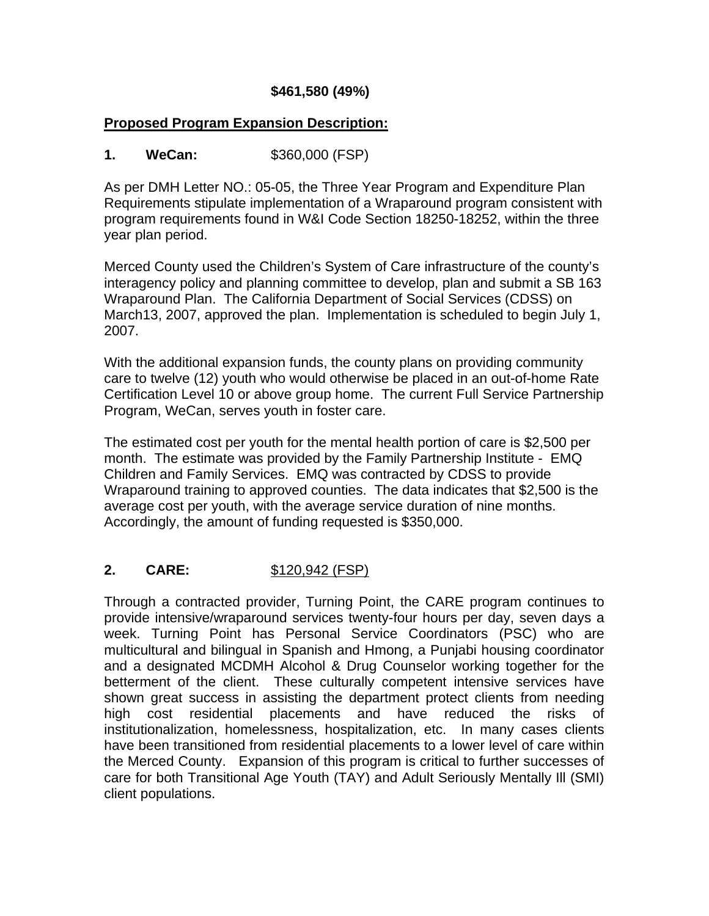**$461,580 (49%)**

**<u>Proposed Program Expansion Description:</u>**

**1. WeCan:** $360,000 (FSP)

As per DMH Letter NO.: 05-05, the Three Year Program and Expenditure Plan Requirements stipulate implementation of a Wraparound program consistent with program requirements found in W&I Code Section 18250-18252, within the three year plan period.

Merced County used the Children's System of Care infrastructure of the county's interagency policy and planning committee to develop, plan and submit a SB 163 Wraparound Plan. The California Department of Social Services (CDSS) on March13, 2007, approved the plan. Implementation is scheduled to begin July 1, 2007.

With the additional expansion funds, the county plans on providing community care to twelve (12) youth who would otherwise be placed in an out-of-home Rate Certification Level 10 or above group home. The current Full Service Partnership Program, WeCan, serves youth in foster care.

The estimated cost per youth for the mental health portion of care is $2,500 per month. The estimate was provided by the Family Partnership Institute - EMQ Children and Family Services. EMQ was contracted by CDSS to provide Wraparound training to approved counties. The data indicates that $2,500 is the average cost per youth, with the average service duration of nine months. Accordingly, the amount of funding requested is $350,000.

**2. CARE:** <u>$120,942 (FSP)</u>

Through a contracted provider, Turning Point, the CARE program continues to provide intensive/wraparound services twenty-four hours per day, seven days a week. Turning Point has Personal Service Coordinators (PSC) who are multicultural and bilingual in Spanish and Hmong, a Punjabi housing coordinator and a designated MCDMH Alcohol & Drug Counselor working together for the betterment of the client. These culturally competent intensive services have shown great success in assisting the department protect clients from needing high cost residential placements and have reduced the risks of institutionalization, homelessness, hospitalization, etc. In many cases clients have been transitioned from residential placements to a lower level of care within the Merced County. Expansion of this program is critical to further successes of care for both Transitional Age Youth (TAY) and Adult Seriously Mentally Ill (SMI) client populations.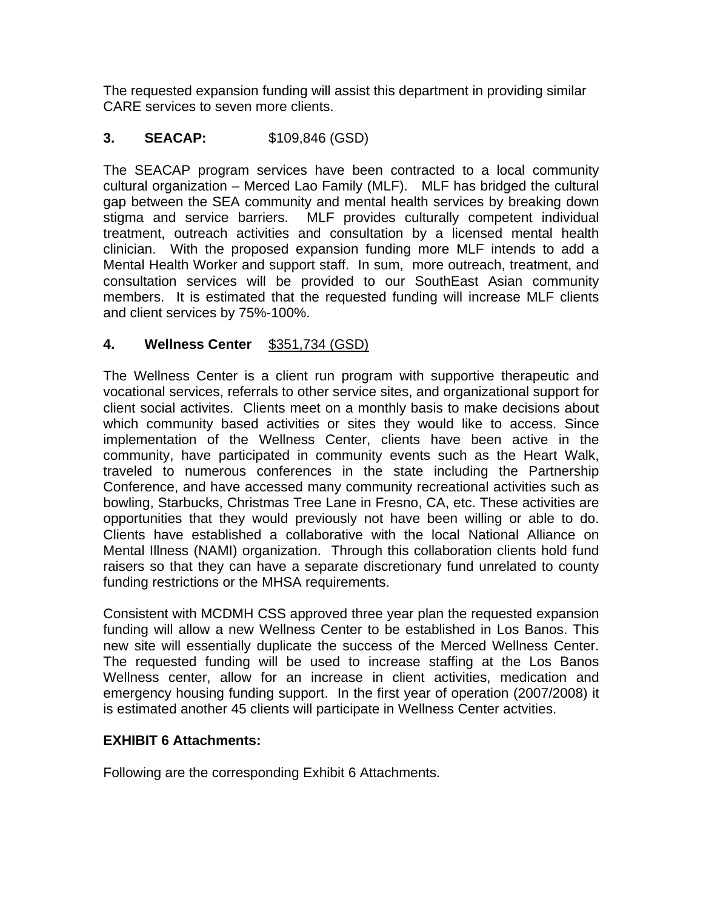The requested expansion funding will assist this department in providing similar CARE services to seven more clients.

**3. SEACAP:** $109,846 (GSD)

The SEACAP program services have been contracted to a local community cultural organization – Merced Lao Family (MLF). MLF has bridged the cultural gap between the SEA community and mental health services by breaking down stigma and service barriers. MLF provides culturally competent individual treatment, outreach activities and consultation by a licensed mental health clinician. With the proposed expansion funding more MLF intends to add a Mental Health Worker and support staff. In sum, more outreach, treatment, and consultation services will be provided to our SouthEast Asian community members. It is estimated that the requested funding will increase MLF clients and client services by 75%-100%.

**4. Wellness Center** <u>$351,734 (GSD)</u>

The Wellness Center is a client run program with supportive therapeutic and vocational services, referrals to other service sites, and organizational support for client social activites. Clients meet on a monthly basis to make decisions about which community based activities or sites they would like to access. Since implementation of the Wellness Center, clients have been active in the community, have participated in community events such as the Heart Walk, traveled to numerous conferences in the state including the Partnership Conference, and have accessed many community recreational activities such as bowling, Starbucks, Christmas Tree Lane in Fresno, CA, etc. These activities are opportunities that they would previously not have been willing or able to do. Clients have established a collaborative with the local National Alliance on Mental Illness (NAMI) organization. Through this collaboration clients hold fund raisers so that they can have a separate discretionary fund unrelated to county funding restrictions or the MHSA requirements.

Consistent with MCDMH CSS approved three year plan the requested expansion funding will allow a new Wellness Center to be established in Los Banos. This new site will essentially duplicate the success of the Merced Wellness Center. The requested funding will be used to increase staffing at the Los Banos Wellness center, allow for an increase in client activities, medication and emergency housing funding support. In the first year of operation (2007/2008) it is estimated another 45 clients will participate in Wellness Center actvities.

**EXHIBIT 6 Attachments:**

Following are the corresponding Exhibit 6 Attachments.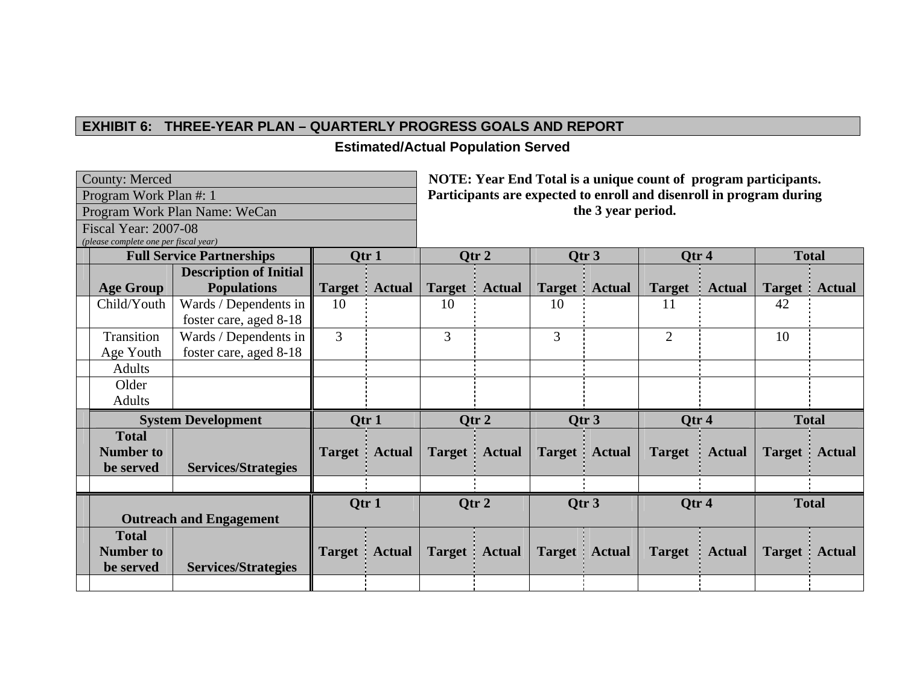## EXHIBIT 6: THREE-YEAR PLAN – QUARTERLY PROGRESS GOALS AND REPORT

### Estimated/Actual Population Served

| |
|---|
| County: Merced |
| Program Work Plan #: 1 |
| Program Work Plan Name: WeCan |
| Fiscal Year: 2007-08 *(please complete one per fiscal year)* |

**NOTE: Year End Total is a unique count of program participants. Participants are expected to enroll and disenroll in program during the 3 year period.**

| **Full Service Partnerships** | | **Qtr 1** | | **Qtr 2** | | **Qtr 3** | | **Qtr 4** | | **Total** | |
|---|---|---|---|---|---|---|---|---|---|---|---|
| **Age Group** | **Description of Initial Populations** | **Target** | **Actual** | **Target** | **Actual** | **Target** | **Actual** | **Target** | **Actual** | **Target** | **Actual** |
| Child/Youth | Wards / Dependents in foster care, aged 8-18 | 10 | | 10 | | 10 | | 11 | | 42 | |
| Transition Age Youth | Wards / Dependents in foster care, aged 8-18 | 3 | | 3 | | 3 | | 2 | | 10 | |
| Adults | | | | | | | | | | | |
| Older Adults | | | | | | | | | | | |

| **System Development** | | **Qtr 1** | | **Qtr 2** | | **Qtr 3** | | **Qtr 4** | | **Total** | |
|---|---|---|---|---|---|---|---|---|---|---|---|
| **Total Number to be served** | **Services/Strategies** | **Target** | **Actual** | **Target** | **Actual** | **Target** | **Actual** | **Target** | **Actual** | **Target** | **Actual** |
| | | | | | | | | | | | |

| **Outreach and Engagement** | | **Qtr 1** | | **Qtr 2** | | **Qtr 3** | | **Qtr 4** | | **Total** | |
|---|---|---|---|---|---|---|---|---|---|---|---|
| **Total Number to be served** | **Services/Strategies** | **Target** | **Actual** | **Target** | **Actual** | **Target** | **Actual** | **Target** | **Actual** | **Target** | **Actual** |
| | | | | | | | | | | | |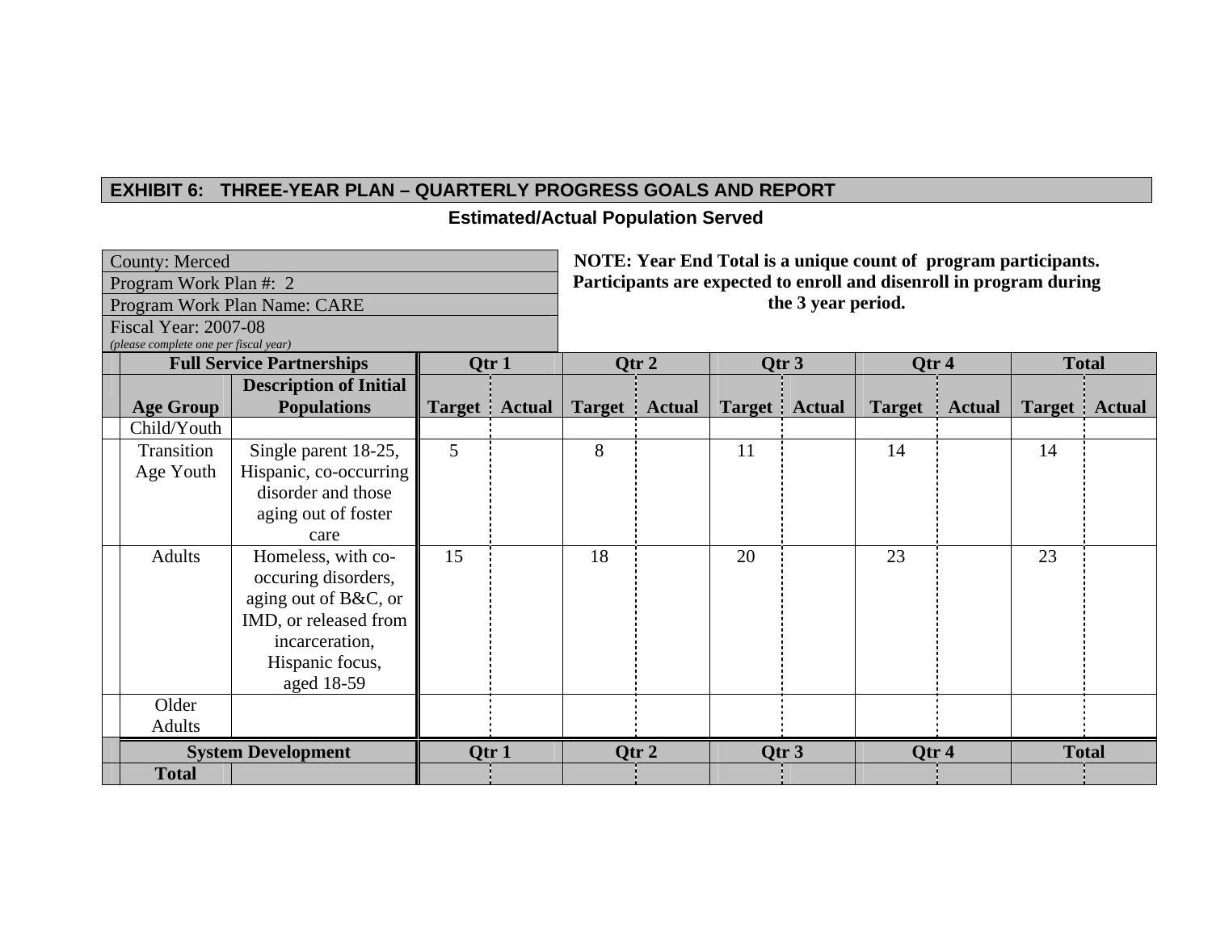**EXHIBIT 6: THREE-YEAR PLAN – QUARTERLY PROGRESS GOALS AND REPORT**

**Estimated/Actual Population Served**

County: Merced
Program Work Plan #: 2
Program Work Plan Name: CARE
Fiscal Year: 2007-08
*(please complete one per fiscal year)*

**NOTE: Year End Total is a unique count of program participants. Participants are expected to enroll and disenroll in program during the 3 year period.**

| Full Service Partnerships | | Qtr 1 | | Qtr 2 | | Qtr 3 | | Qtr 4 | | Total | |
|---|---|---|---|---|---|---|---|---|---|---|---|
| **Age Group** | **Description of Initial Populations** | **Target** | **Actual** | **Target** | **Actual** | **Target** | **Actual** | **Target** | **Actual** | **Target** | **Actual** |
| Child/Youth | | | | | | | | | | | |
| Transition Age Youth | Single parent 18-25, Hispanic, co-occurring disorder and those aging out of foster care | 5 | | 8 | | 11 | | 14 | | 14 | |
| Adults | Homeless, with co-occuring disorders, aging out of B&C, or IMD, or released from incarceration, Hispanic focus, aged 18-59 | 15 | | 18 | | 20 | | 23 | | 23 | |
| Older Adults | | | | | | | | | | | |
| **System Development** | | **Qtr 1** | | **Qtr 2** | | **Qtr 3** | | **Qtr 4** | | **Total** | |
| **Total** | | | | | | | | | | | |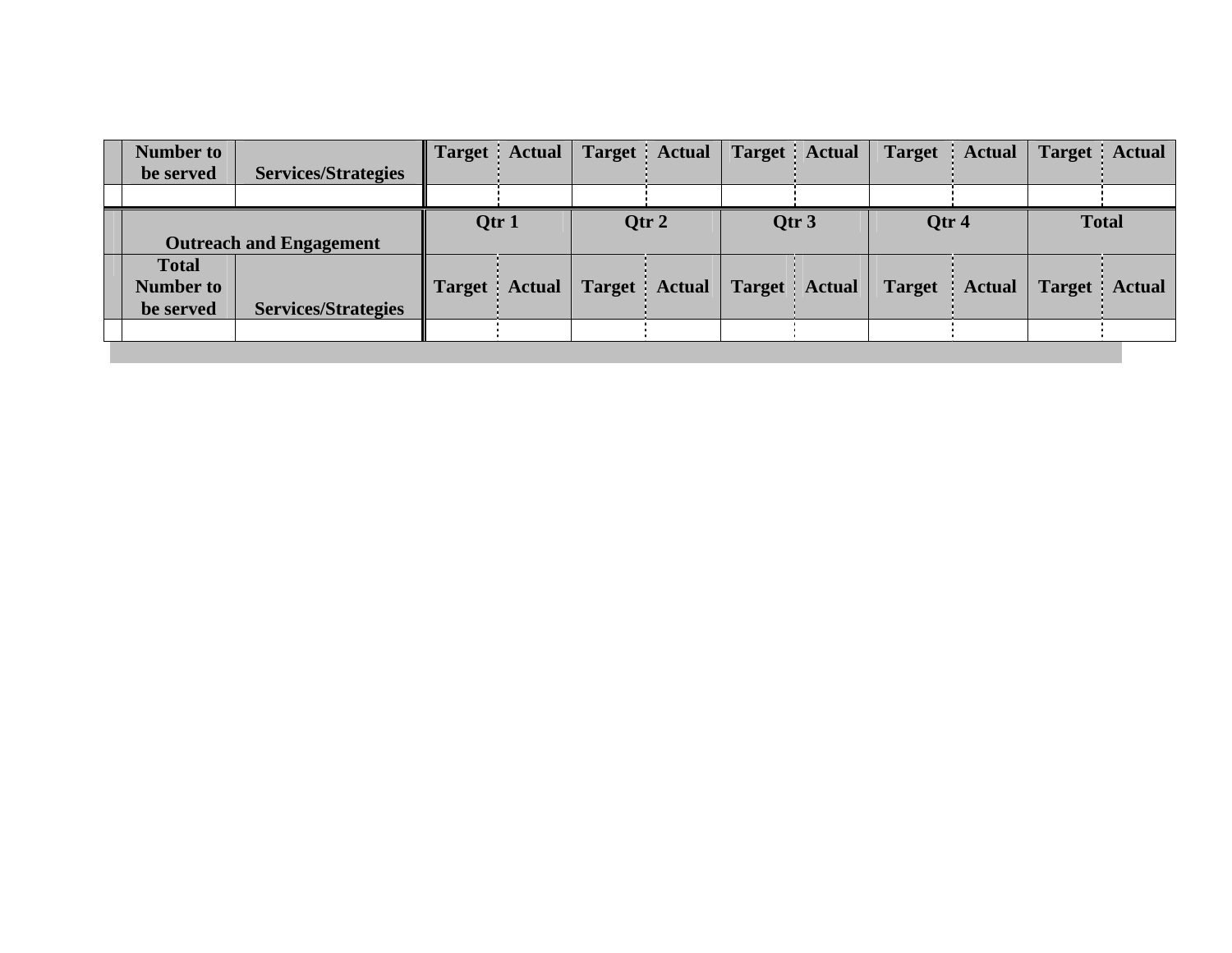| | Number to be served | Services/Strategies | Target | Actual | Target | Actual | Target | Actual | Target | Actual | Target | Actual |
|---|---|---|---|---|---|---|---|---|---|---|---|---|
| | | | | | | | | | | | | |

| | Outreach and Engagement | | Qtr 1 | | Qtr 2 | | Qtr 3 | | Qtr 4 | | Total | |
|---|---|---|---|---|---|---|---|---|---|---|---|---|
| | Total Number to be served | Services/Strategies | Target | Actual | Target | Actual | Target | Actual | Target | Actual | Target | Actual |
| | | | | | | | | | | | | |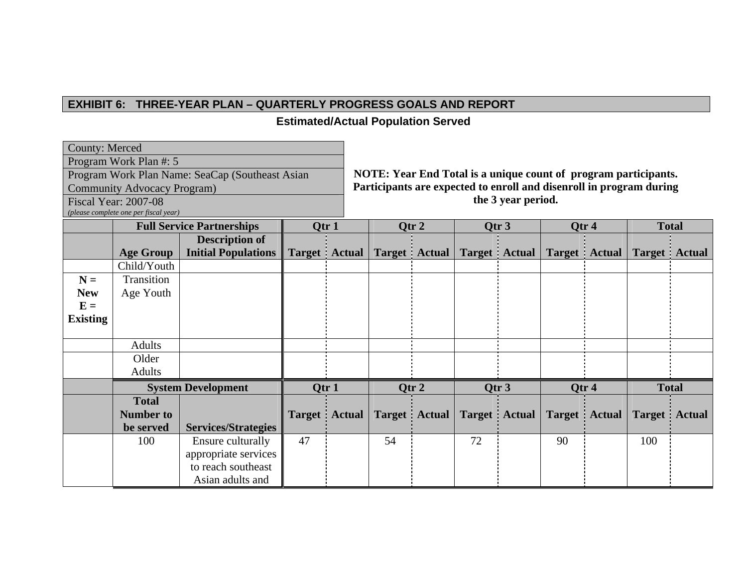## EXHIBIT 6: THREE-YEAR PLAN – QUARTERLY PROGRESS GOALS AND REPORT

### Estimated/Actual Population Served

County: Merced
Program Work Plan #: 5
Program Work Plan Name: SeaCap (Southeast Asian Community Advocacy Program)
Fiscal Year: 2007-08
*(please complete one per fiscal year)*

**NOTE: Year End Total is a unique count of program participants. Participants are expected to enroll and disenroll in program during the 3 year period.**

| | **Full Service Partnerships** | | **Qtr 1** | | **Qtr 2** | | **Qtr 3** | | **Qtr 4** | | **Total** | |
|---|---|---|---|---|---|---|---|---|---|---|---|---|
| | **Age Group** | **Description of Initial Populations** | **Target** | **Actual** | **Target** | **Actual** | **Target** | **Actual** | **Target** | **Actual** | **Target** | **Actual** |
| | Child/Youth | | | | | | | | | | | |
| **N = New E = Existing** | Transition Age Youth | | | | | | | | | | | |
| | Adults | | | | | | | | | | | |
| | Older Adults | | | | | | | | | | | |

| | **System Development** | | **Qtr 1** | | **Qtr 2** | | **Qtr 3** | | **Qtr 4** | | **Total** | |
|---|---|---|---|---|---|---|---|---|---|---|---|---|
| | **Total Number to be served** | **Services/Strategies** | **Target** | **Actual** | **Target** | **Actual** | **Target** | **Actual** | **Target** | **Actual** | **Target** | **Actual** |
| | 100 | Ensure culturally appropriate services to reach southeast Asian adults and | 47 | | 54 | | 72 | | 90 | | 100 | |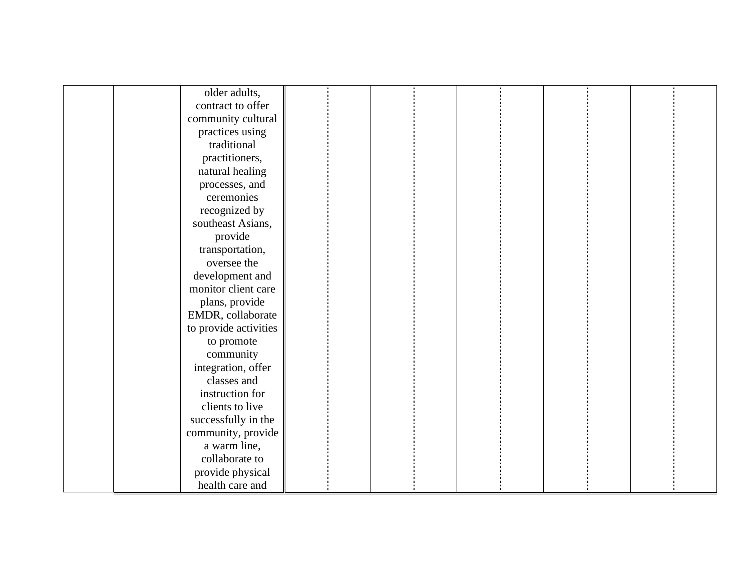| | | | | | | | | | | | | |
|---|---|---|---|---|---|---|---|---|---|---|---|---|
| | | older adults, contract to offer community cultural practices using traditional practitioners, natural healing processes, and ceremonies recognized by southeast Asians, provide transportation, oversee the development and monitor client care plans, provide EMDR, collaborate to provide activities to promote community integration, offer classes and instruction for clients to live successfully in the community, provide a warm line, collaborate to provide physical health care and | | | | | | | | | | |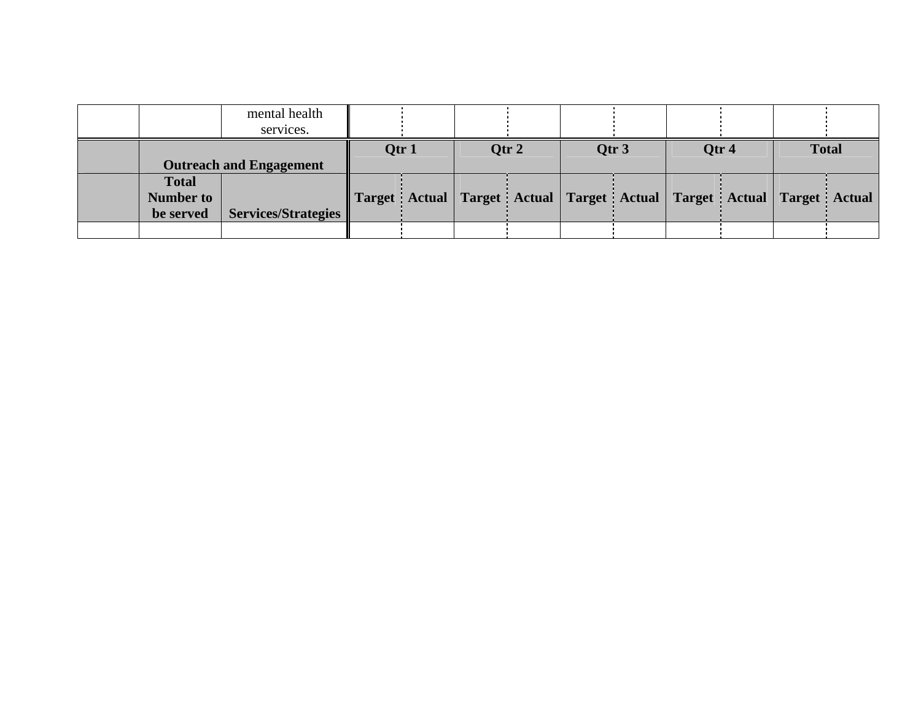| | | | | | | | | | | | | |
|---|---|---|---|---|---|---|---|---|---|---|---|---|
| | | mental health services. | | | | | | | | | | |
| | **Outreach and Engagement** | | **Qtr 1** | | **Qtr 2** | | **Qtr 3** | | **Qtr 4** | | **Total** | |
| | **Total Number to be served** | **Services/Strategies** | **Target** | **Actual** | **Target** | **Actual** | **Target** | **Actual** | **Target** | **Actual** | **Target** | **Actual** |
| | | | | | | | | | | | | |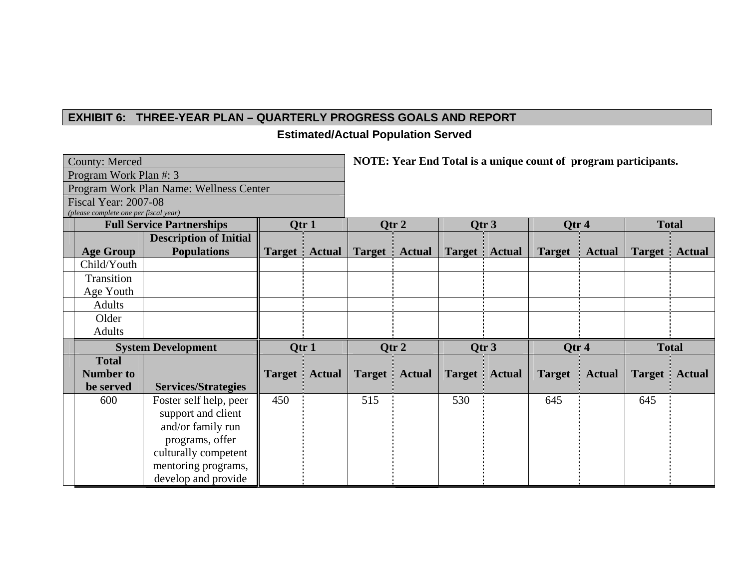## EXHIBIT 6: THREE-YEAR PLAN – QUARTERLY PROGRESS GOALS AND REPORT

### Estimated/Actual Population Served

County: Merced
Program Work Plan #: 3
Program Work Plan Name: Wellness Center
Fiscal Year: 2007-08
*(please complete one per fiscal year)*

**NOTE: Year End Total is a unique count of program participants.**

| Full Service Partnerships | | Qtr 1 | | Qtr 2 | | Qtr 3 | | Qtr 4 | | Total | |
|---|---|---|---|---|---|---|---|---|---|---|---|
| **Age Group** | **Description of Initial Populations** | **Target** | **Actual** | **Target** | **Actual** | **Target** | **Actual** | **Target** | **Actual** | **Target** | **Actual** |
| Child/Youth | | | | | | | | | | | |
| Transition Age Youth | | | | | | | | | | | |
| Adults | | | | | | | | | | | |
| Older Adults | | | | | | | | | | | |

| System Development | | Qtr 1 | | Qtr 2 | | Qtr 3 | | Qtr 4 | | Total | |
|---|---|---|---|---|---|---|---|---|---|---|---|
| **Total Number to be served** | **Services/Strategies** | **Target** | **Actual** | **Target** | **Actual** | **Target** | **Actual** | **Target** | **Actual** | **Target** | **Actual** |
| 600 | Foster self help, peer support and client and/or family run programs, offer culturally competent mentoring programs, develop and provide | 450 | | 515 | | 530 | | 645 | | 645 | |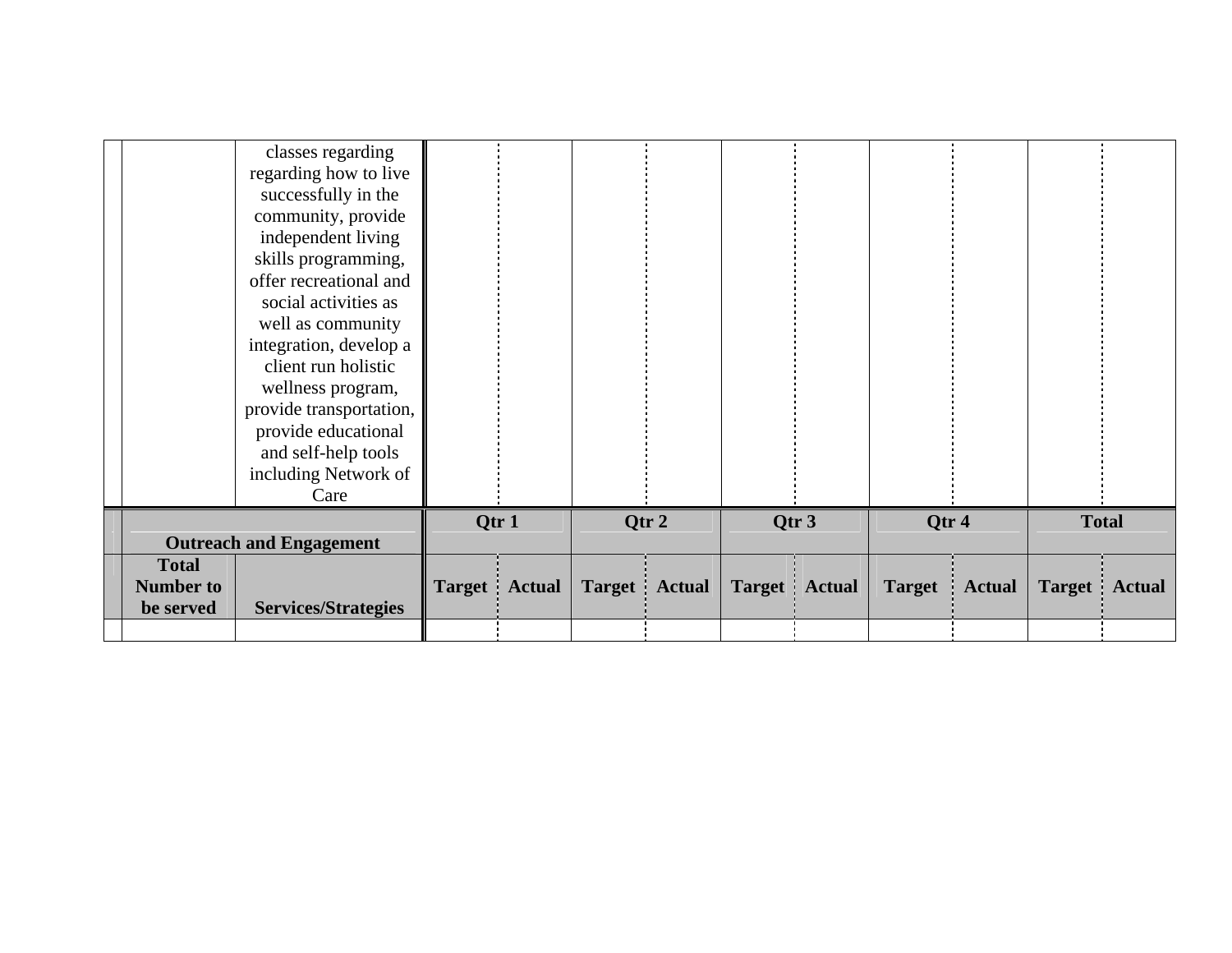| | | | | | | | | | | | | |
|---|---|---|---|---|---|---|---|---|---|---|---|---|
| | | classes regarding regarding how to live successfully in the community, provide independent living skills programming, offer recreational and social activities as well as community integration, develop a client run holistic wellness program, provide transportation, provide educational and self-help tools including Network of Care | | | | | | | | | | |
| | **Outreach and Engagement** | | **Qtr 1** | | **Qtr 2** | | **Qtr 3** | | **Qtr 4** | | **Total** | |
| | **Total Number to be served** | **Services/Strategies** | **Target** | **Actual** | **Target** | **Actual** | **Target** | **Actual** | **Target** | **Actual** | **Target** | **Actual** |
| | | | | | | | | | | | | |